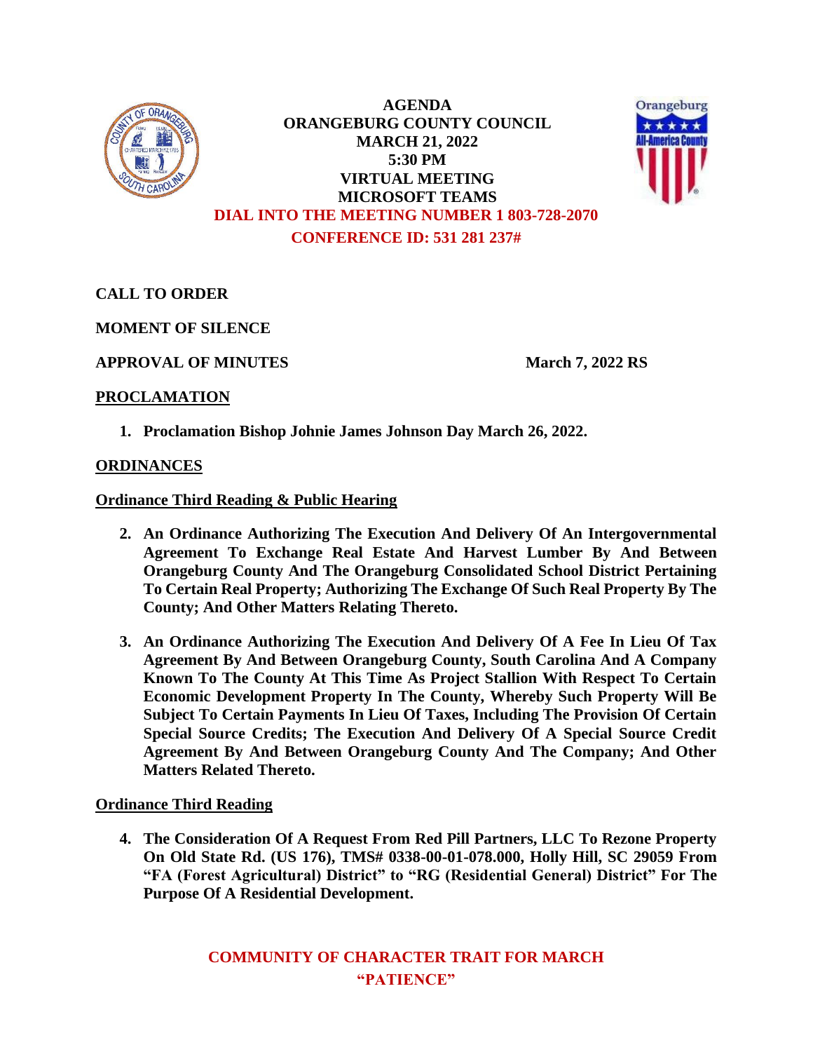# AGENDA
# ORANGEBURG COUNTY COUNCIL
## MARCH 21, 2022
## 5:30 PM
## VIRTUAL MEETING
## MICROSOFT TEAMS

**DIAL INTO THE MEETING NUMBER 1 803-728-2070**

**CONFERENCE ID: 531 281 237#**

**CALL TO ORDER**

**MOMENT OF SILENCE**

**APPROVAL OF MINUTES** — **March 7, 2022 RS**

## PROCLAMATION

1. **Proclamation Bishop Johnie James Johnson Day March 26, 2022.**

## ORDINANCES

### Ordinance Third Reading & Public Hearing

2. **An Ordinance Authorizing The Execution And Delivery Of An Intergovernmental Agreement To Exchange Real Estate And Harvest Lumber By And Between Orangeburg County And The Orangeburg Consolidated School District Pertaining To Certain Real Property; Authorizing The Exchange Of Such Real Property By The County; And Other Matters Relating Thereto.**

3. **An Ordinance Authorizing The Execution And Delivery Of A Fee In Lieu Of Tax Agreement By And Between Orangeburg County, South Carolina And A Company Known To The County At This Time As Project Stallion With Respect To Certain Economic Development Property In The County, Whereby Such Property Will Be Subject To Certain Payments In Lieu Of Taxes, Including The Provision Of Certain Special Source Credits; The Execution And Delivery Of A Special Source Credit Agreement By And Between Orangeburg County And The Company; And Other Matters Related Thereto.**

### Ordinance Third Reading

4. **The Consideration Of A Request From Red Pill Partners, LLC To Rezone Property On Old State Rd. (US 176), TMS# 0338-00-01-078.000, Holly Hill, SC 29059 From "FA (Forest Agricultural) District" to "RG (Residential General) District" For The Purpose Of A Residential Development.**

**COMMUNITY OF CHARACTER TRAIT FOR MARCH**
**"PATIENCE"**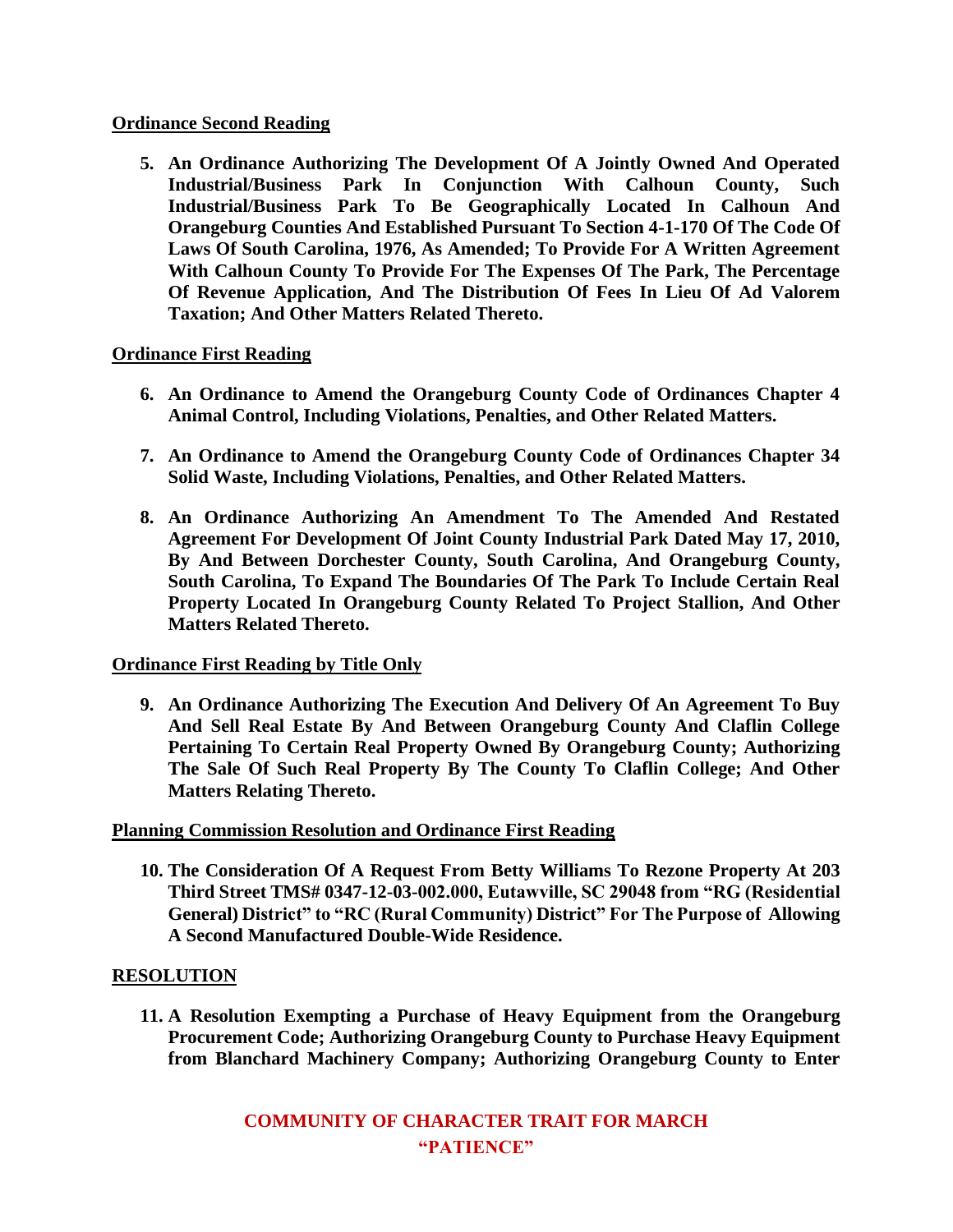**Ordinance Second Reading**

5. **An Ordinance Authorizing The Development Of A Jointly Owned And Operated Industrial/Business Park In Conjunction With Calhoun County, Such Industrial/Business Park To Be Geographically Located In Calhoun And Orangeburg Counties And Established Pursuant To Section 4-1-170 Of The Code Of Laws Of South Carolina, 1976, As Amended; To Provide For A Written Agreement With Calhoun County To Provide For The Expenses Of The Park, The Percentage Of Revenue Application, And The Distribution Of Fees In Lieu Of Ad Valorem Taxation; And Other Matters Related Thereto.**

**Ordinance First Reading**

6. **An Ordinance to Amend the Orangeburg County Code of Ordinances Chapter 4 Animal Control, Including Violations, Penalties, and Other Related Matters.**

7. **An Ordinance to Amend the Orangeburg County Code of Ordinances Chapter 34 Solid Waste, Including Violations, Penalties, and Other Related Matters.**

8. **An Ordinance Authorizing An Amendment To The Amended And Restated Agreement For Development Of Joint County Industrial Park Dated May 17, 2010, By And Between Dorchester County, South Carolina, And Orangeburg County, South Carolina, To Expand The Boundaries Of The Park To Include Certain Real Property Located In Orangeburg County Related To Project Stallion, And Other Matters Related Thereto.**

**Ordinance First Reading by Title Only**

9. **An Ordinance Authorizing The Execution And Delivery Of An Agreement To Buy And Sell Real Estate By And Between Orangeburg County And Claflin College Pertaining To Certain Real Property Owned By Orangeburg County; Authorizing The Sale Of Such Real Property By The County To Claflin College; And Other Matters Relating Thereto.**

**Planning Commission Resolution and Ordinance First Reading**

10. **The Consideration Of A Request From Betty Williams To Rezone Property At 203 Third Street TMS# 0347-12-03-002.000, Eutawville, SC 29048 from "RG (Residential General) District" to "RC (Rural Community) District" For The Purpose of Allowing A Second Manufactured Double-Wide Residence.**

**RESOLUTION**

11. **A Resolution Exempting a Purchase of Heavy Equipment from the Orangeburg Procurement Code; Authorizing Orangeburg County to Purchase Heavy Equipment from Blanchard Machinery Company; Authorizing Orangeburg County to Enter**

**COMMUNITY OF CHARACTER TRAIT FOR MARCH**
**"PATIENCE"**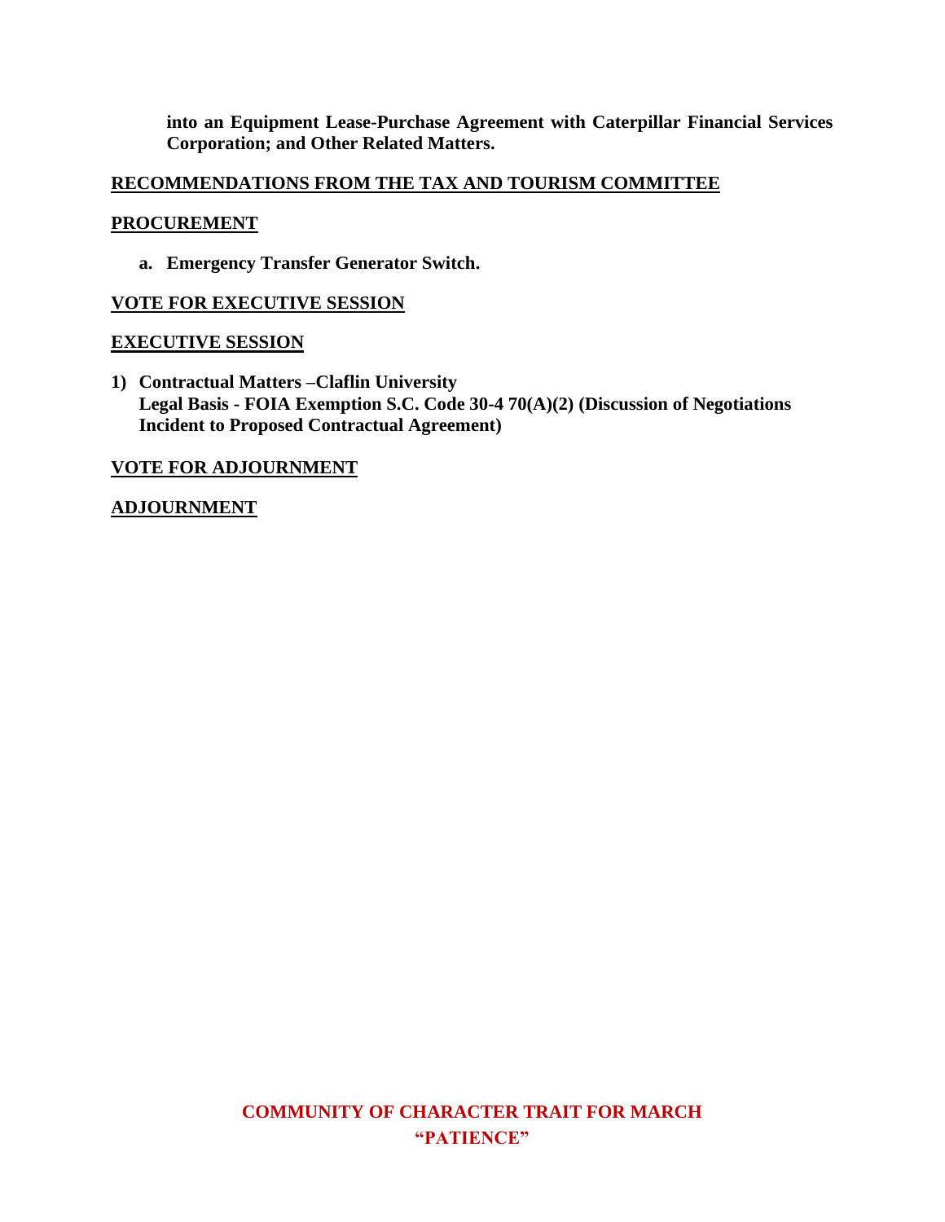**into an Equipment Lease-Purchase Agreement with Caterpillar Financial Services Corporation; and Other Related Matters.**

**RECOMMENDATIONS FROM THE TAX AND TOURISM COMMITTEE**

**PROCUREMENT**

**a. Emergency Transfer Generator Switch.**

**VOTE FOR EXECUTIVE SESSION**

**EXECUTIVE SESSION**

**1) Contractual Matters –Claflin University**
**Legal Basis - FOIA Exemption S.C. Code 30-4 70(A)(2) (Discussion of Negotiations Incident to Proposed Contractual Agreement)**

**VOTE FOR ADJOURNMENT**

**ADJOURNMENT**

**COMMUNITY OF CHARACTER TRAIT FOR MARCH**
**"PATIENCE"**